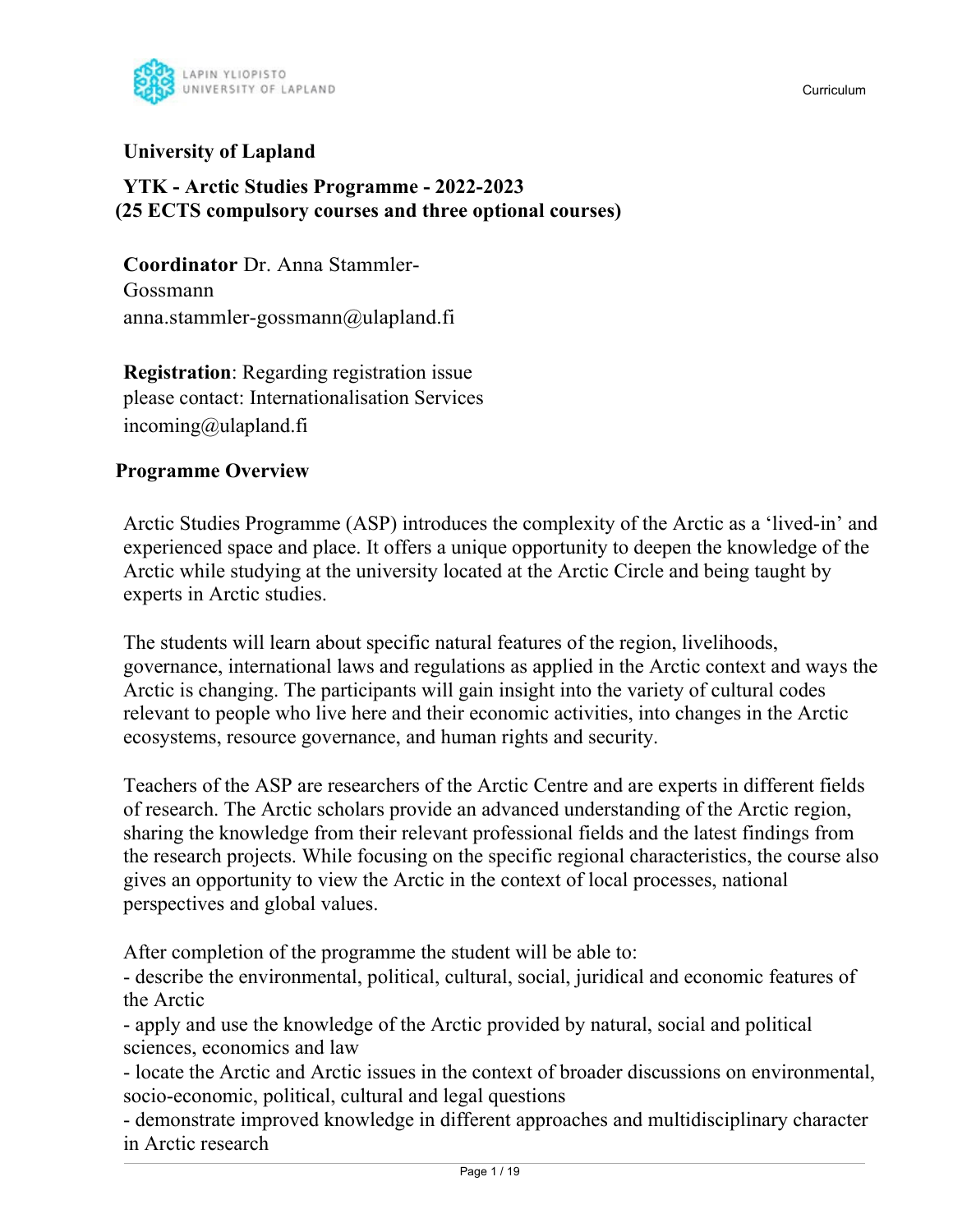**University of Lapland**

**YTK - Arctic Studies Programme - 2022-2023**
**(25 ECTS compulsory courses and three optional courses)**

**Coordinator** Dr. Anna Stammler-Gossmann
anna.stammler-gossmann@ulapland.fi

**Registration**: Regarding registration issue please contact: Internationalisation Services
incoming@ulapland.fi

## Programme Overview

Arctic Studies Programme (ASP) introduces the complexity of the Arctic as a 'lived-in' and experienced space and place. It offers a unique opportunity to deepen the knowledge of the Arctic while studying at the university located at the Arctic Circle and being taught by experts in Arctic studies.

The students will learn about specific natural features of the region, livelihoods, governance, international laws and regulations as applied in the Arctic context and ways the Arctic is changing. The participants will gain insight into the variety of cultural codes relevant to people who live here and their economic activities, into changes in the Arctic ecosystems, resource governance, and human rights and security.

Teachers of the ASP are researchers of the Arctic Centre and are experts in different fields of research. The Arctic scholars provide an advanced understanding of the Arctic region, sharing the knowledge from their relevant professional fields and the latest findings from the research projects. While focusing on the specific regional characteristics, the course also gives an opportunity to view the Arctic in the context of local processes, national perspectives and global values.

After completion of the programme the student will be able to:
- describe the environmental, political, cultural, social, juridical and economic features of the Arctic
- apply and use the knowledge of the Arctic provided by natural, social and political sciences, economics and law
- locate the Arctic and Arctic issues in the context of broader discussions on environmental, socio-economic, political, cultural and legal questions
- demonstrate improved knowledge in different approaches and multidisciplinary character in Arctic research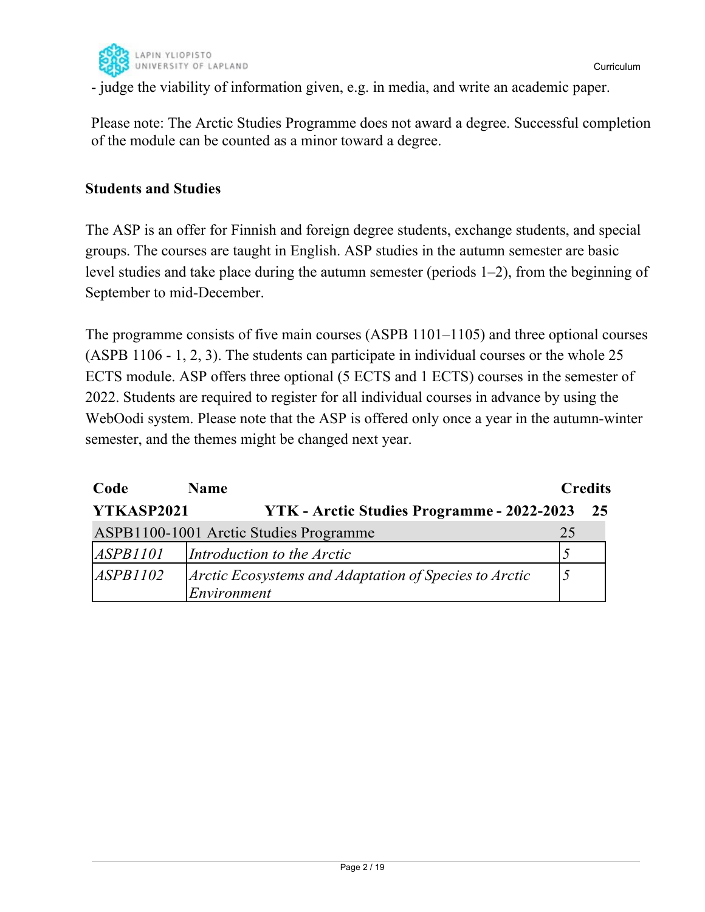- judge the viability of information given, e.g. in media, and write an academic paper.

Please note: The Arctic Studies Programme does not award a degree. Successful completion of the module can be counted as a minor toward a degree.

### Students and Studies

The ASP is an offer for Finnish and foreign degree students, exchange students, and special groups. The courses are taught in English. ASP studies in the autumn semester are basic level studies and take place during the autumn semester (periods 1–2), from the beginning of September to mid-December.

The programme consists of five main courses (ASPB 1101–1105) and three optional courses (ASPB 1106 - 1, 2, 3). The students can participate in individual courses or the whole 25 ECTS module. ASP offers three optional (5 ECTS and 1 ECTS) courses in the semester of 2022. Students are required to register for all individual courses in advance by using the WebOodi system. Please note that the ASP is offered only once a year in the autumn-winter semester, and the themes might be changed next year.

| Code | Name | Credits |
|---|---|---|
| **YTKASP2021** | **YTK - Arctic Studies Programme - 2022-2023** | **25** |
| ASPB1100-1001 Arctic Studies Programme | | 25 |
| *ASPB1101* | *Introduction to the Arctic* | *5* |
| *ASPB1102* | *Arctic Ecosystems and Adaptation of Species to Arctic Environment* | *5* |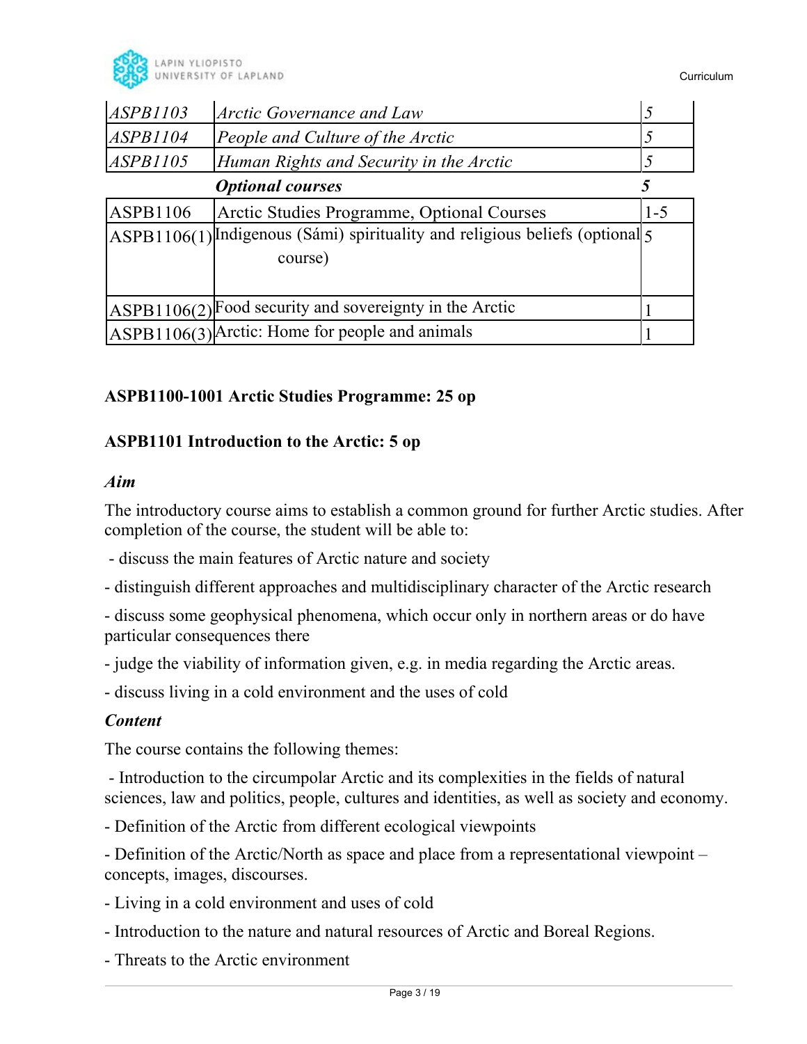| | | |
|---|---|---|
| *ASPB1103* | *Arctic Governance and Law* | *5* |
| *ASPB1104* | *People and Culture of the Arctic* | *5* |
| *ASPB1105* | *Human Rights and Security in the Arctic* | *5* |
| | ***Optional courses*** | ***5*** |
| ASPB1106 | Arctic Studies Programme, Optional Courses | 1-5 |
| ASPB1106(1) | Indigenous (Sámi) spirituality and religious beliefs (optional course) | 5 |
| ASPB1106(2) | Food security and sovereignty in the Arctic | 1 |
| ASPB1106(3) | Arctic: Home for people and animals | 1 |

**ASPB1100-1001 Arctic Studies Programme: 25 op**

**ASPB1101 Introduction to the Arctic: 5 op**

***Aim***

The introductory course aims to establish a common ground for further Arctic studies. After completion of the course, the student will be able to:

- discuss the main features of Arctic nature and society
- distinguish different approaches and multidisciplinary character of the Arctic research
- discuss some geophysical phenomena, which occur only in northern areas or do have particular consequences there
- judge the viability of information given, e.g. in media regarding the Arctic areas.
- discuss living in a cold environment and the uses of cold

***Content***

The course contains the following themes:

- Introduction to the circumpolar Arctic and its complexities in the fields of natural sciences, law and politics, people, cultures and identities, as well as society and economy.
- Definition of the Arctic from different ecological viewpoints
- Definition of the Arctic/North as space and place from a representational viewpoint – concepts, images, discourses.
- Living in a cold environment and uses of cold
- Introduction to the nature and natural resources of Arctic and Boreal Regions.
- Threats to the Arctic environment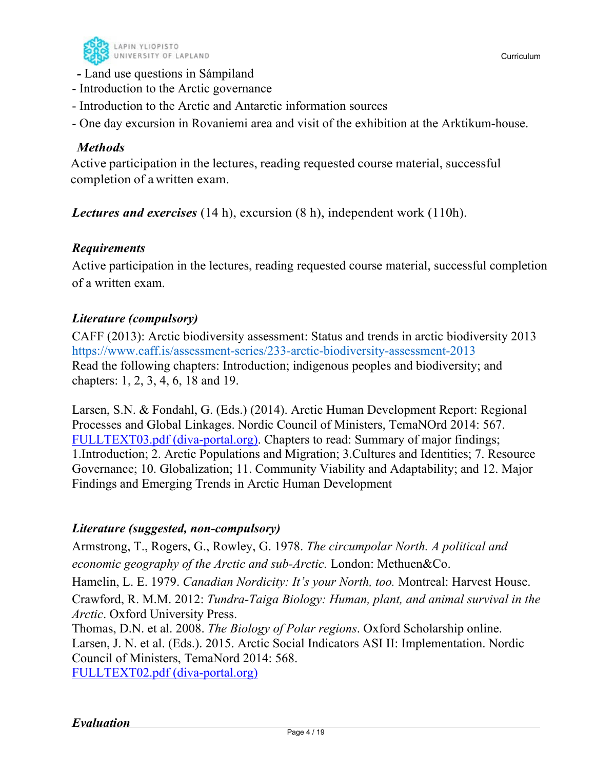- Land use questions in Sámpiland
- Introduction to the Arctic governance
- Introduction to the Arctic and Antarctic information sources
- One day excursion in Rovaniemi area and visit of the exhibition at the Arktikum-house.

***Methods***

Active participation in the lectures, reading requested course material, successful completion of a written exam.

***Lectures and exercises*** (14 h), excursion (8 h), independent work (110h).

***Requirements***

Active participation in the lectures, reading requested course material, successful completion of a written exam.

***Literature (compulsory)***

CAFF (2013): Arctic biodiversity assessment: Status and trends in arctic biodiversity 2013
[https://www.caff.is/assessment-series/233-arctic-biodiversity-assessment-2013](https://www.caff.is/assessment-series/233-arctic-biodiversity-assessment-2013)
Read the following chapters: Introduction; indigenous peoples and biodiversity; and chapters: 1, 2, 3, 4, 6, 18 and 19.

Larsen, S.N. & Fondahl, G. (Eds.) (2014). Arctic Human Development Report: Regional Processes and Global Linkages. Nordic Council of Ministers, TemaNOrd 2014: 567. FULLTEXT03.pdf (diva-portal.org). Chapters to read: Summary of major findings; 1.Introduction; 2. Arctic Populations and Migration; 3.Cultures and Identities; 7. Resource Governance; 10. Globalization; 11. Community Viability and Adaptability; and 12. Major Findings and Emerging Trends in Arctic Human Development

***Literature (suggested, non-compulsory)***

Armstrong, T., Rogers, G., Rowley, G. 1978. *The circumpolar North. A political and economic geography of the Arctic and sub-Arctic.* London: Methuen&Co.
Hamelin, L. E. 1979. *Canadian Nordicity: It's your North, too.* Montreal: Harvest House.
Crawford, R. M.M. 2012: *Tundra-Taiga Biology: Human, plant, and animal survival in the Arctic*. Oxford University Press.
Thomas, D.N. et al. 2008. *The Biology of Polar regions*. Oxford Scholarship online.
Larsen, J. N. et al. (Eds.). 2015. Arctic Social Indicators ASI II: Implementation. Nordic Council of Ministers, TemaNord 2014: 568.
FULLTEXT02.pdf (diva-portal.org)

***Evaluation***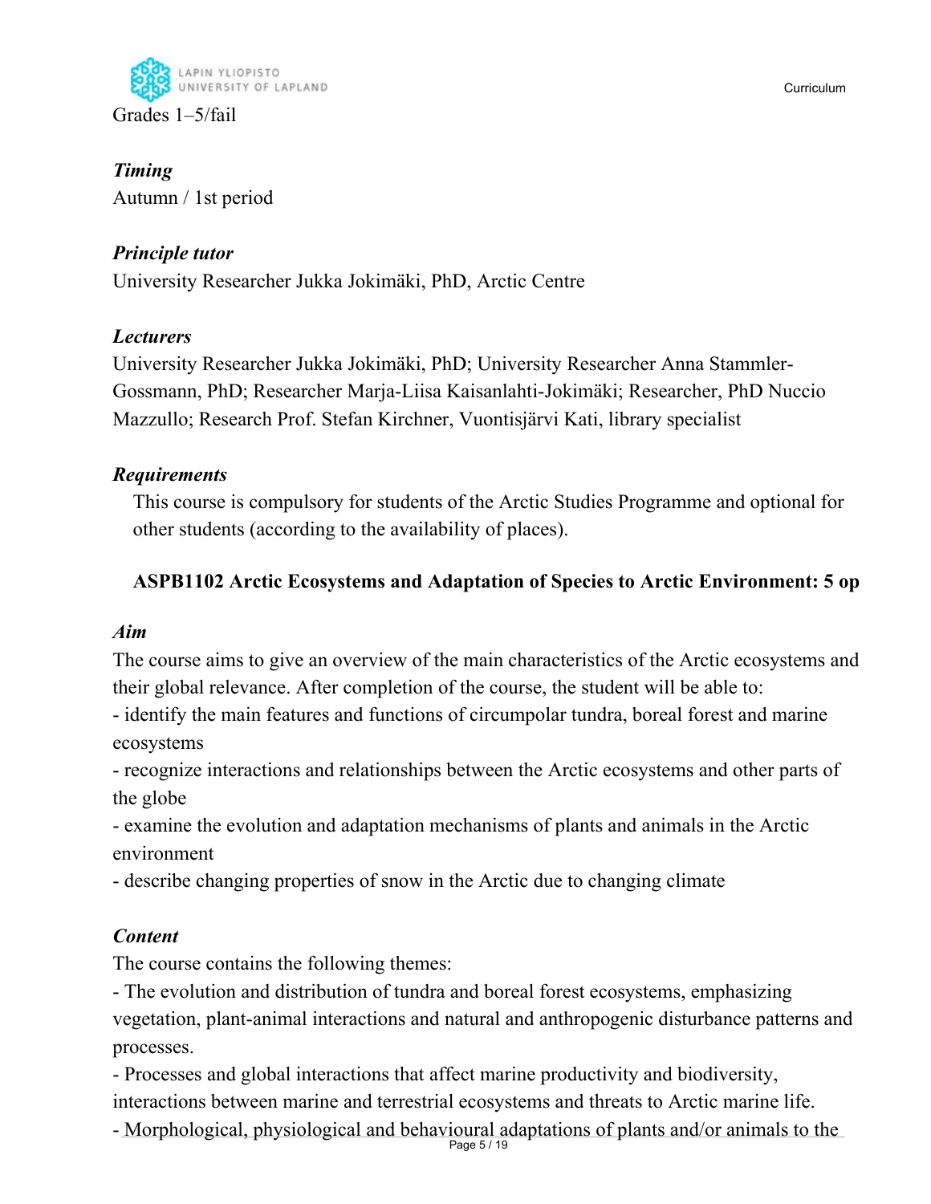Grades 1–5/fail

*Timing*
Autumn / 1st period

*Principle tutor*
University Researcher Jukka Jokimäki, PhD, Arctic Centre

*Lecturers*
University Researcher Jukka Jokimäki, PhD; University Researcher Anna Stammler-Gossmann, PhD; Researcher Marja-Liisa Kaisanlahti-Jokimäki; Researcher, PhD Nuccio Mazzullo; Research Prof. Stefan Kirchner, Vuontisjärvi Kati, library specialist

*Requirements*
This course is compulsory for students of the Arctic Studies Programme and optional for other students (according to the availability of places).

**ASPB1102 Arctic Ecosystems and Adaptation of Species to Arctic Environment: 5 op**

*Aim*
The course aims to give an overview of the main characteristics of the Arctic ecosystems and their global relevance. After completion of the course, the student will be able to:
- identify the main features and functions of circumpolar tundra, boreal forest and marine ecosystems
- recognize interactions and relationships between the Arctic ecosystems and other parts of the globe
- examine the evolution and adaptation mechanisms of plants and animals in the Arctic environment
- describe changing properties of snow in the Arctic due to changing climate

*Content*
The course contains the following themes:
- The evolution and distribution of tundra and boreal forest ecosystems, emphasizing vegetation, plant-animal interactions and natural and anthropogenic disturbance patterns and processes.
- Processes and global interactions that affect marine productivity and biodiversity, interactions between marine and terrestrial ecosystems and threats to Arctic marine life.
- Morphological, physiological and behavioural adaptations of plants and/or animals to the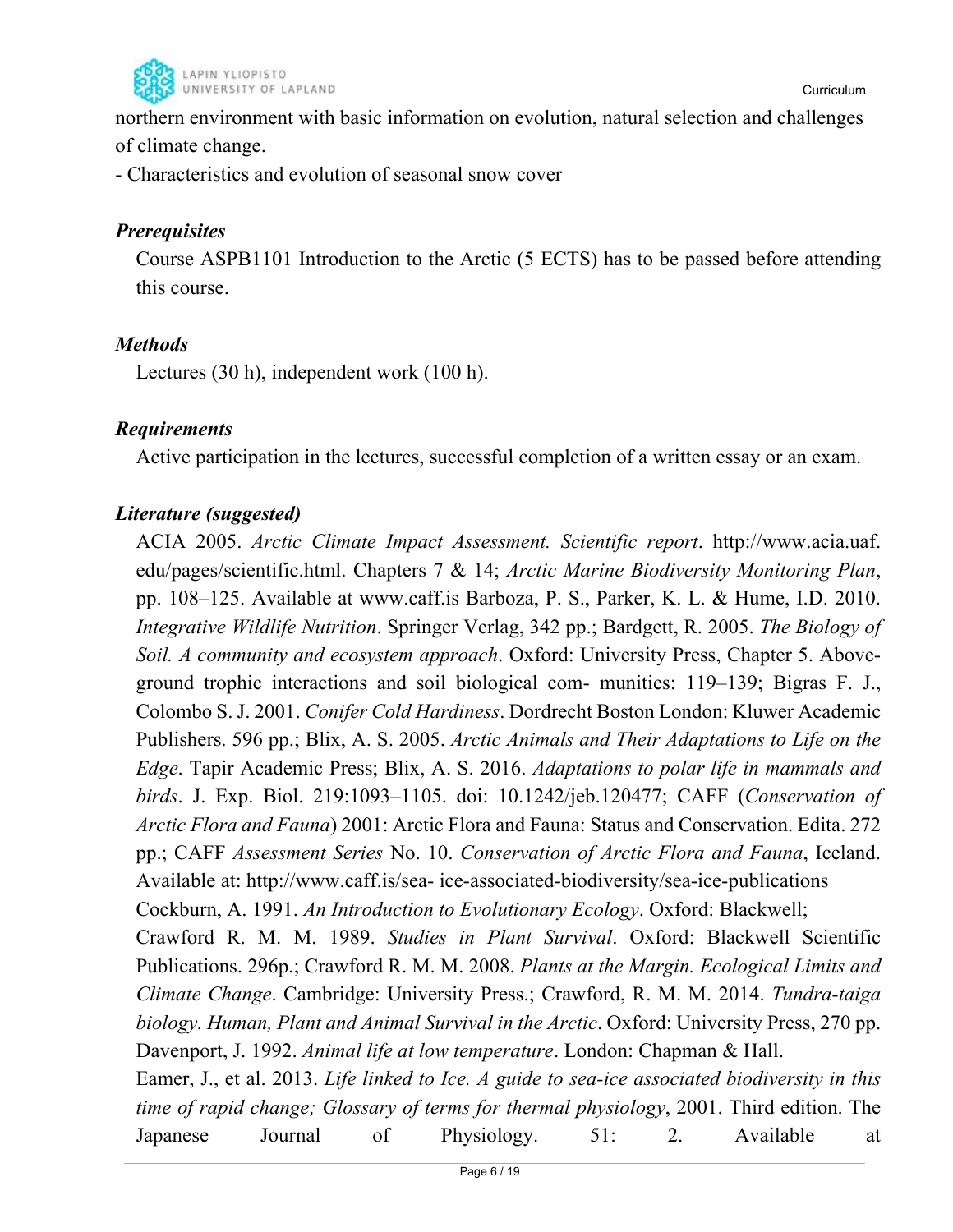northern environment with basic information on evolution, natural selection and challenges of climate change.
- Characteristics and evolution of seasonal snow cover

***Prerequisites***

Course ASPB1101 Introduction to the Arctic (5 ECTS) has to be passed before attending this course.

***Methods***

Lectures (30 h), independent work (100 h).

***Requirements***

Active participation in the lectures, successful completion of a written essay or an exam.

***Literature (suggested)***

ACIA 2005. *Arctic Climate Impact Assessment. Scientific report*. http://www.acia.uaf.edu/pages/scientific.html. Chapters 7 & 14; *Arctic Marine Biodiversity Monitoring Plan*, pp. 108–125. Available at www.caff.is Barboza, P. S., Parker, K. L. & Hume, I.D. 2010. *Integrative Wildlife Nutrition*. Springer Verlag, 342 pp.; Bardgett, R. 2005. *The Biology of Soil. A community and ecosystem approach*. Oxford: University Press, Chapter 5. Above-ground trophic interactions and soil biological com- munities: 119–139; Bigras F. J., Colombo S. J. 2001. *Conifer Cold Hardiness*. Dordrecht Boston London: Kluwer Academic Publishers. 596 pp.; Blix, A. S. 2005. *Arctic Animals and Their Adaptations to Life on the Edge*. Tapir Academic Press; Blix, A. S. 2016. *Adaptations to polar life in mammals and birds*. J. Exp. Biol. 219:1093–1105. doi: 10.1242/jeb.120477; CAFF (*Conservation of Arctic Flora and Fauna*) 2001: Arctic Flora and Fauna: Status and Conservation. Edita. 272 pp.; CAFF *Assessment Series* No. 10. *Conservation of Arctic Flora and Fauna*, Iceland. Available at: http://www.caff.is/sea- ice-associated-biodiversity/sea-ice-publications
Cockburn, A. 1991. *An Introduction to Evolutionary Ecology*. Oxford: Blackwell;
Crawford R. M. M. 1989. *Studies in Plant Survival*. Oxford: Blackwell Scientific Publications. 296p.; Crawford R. M. M. 2008. *Plants at the Margin. Ecological Limits and Climate Change*. Cambridge: University Press.; Crawford, R. M. M. 2014. *Tundra-taiga biology. Human, Plant and Animal Survival in the Arctic*. Oxford: University Press, 270 pp.
Davenport, J. 1992. *Animal life at low temperature*. London: Chapman & Hall.
Eamer, J., et al. 2013. *Life linked to Ice. A guide to sea-ice associated biodiversity in this time of rapid change; Glossary of terms for thermal physiology*, 2001. Third edition. The Japanese Journal of Physiology. 51: 2. Available at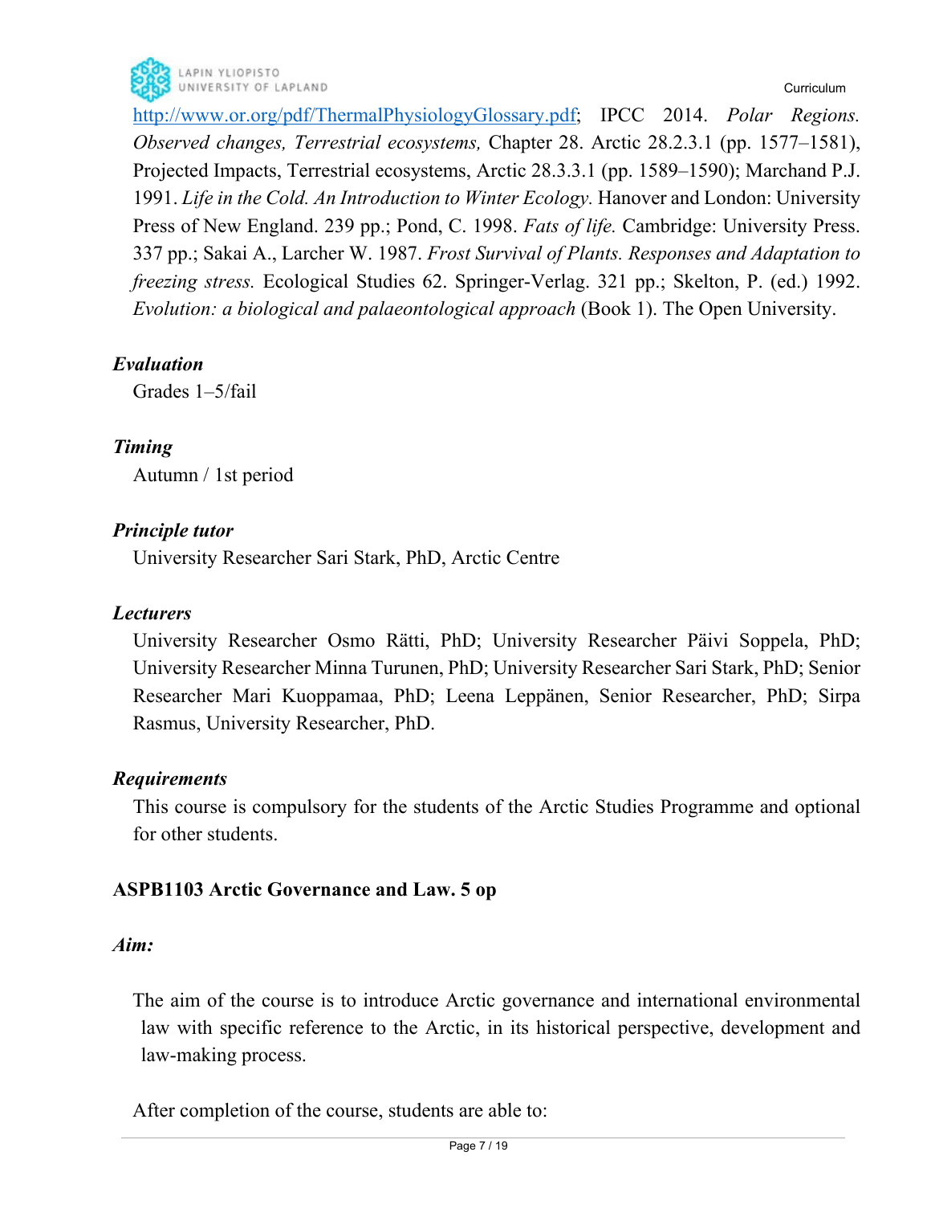http://www.or.org/pdf/ThermalPhysiologyGlossary.pdf; IPCC 2014. *Polar Regions. Observed changes, Terrestrial ecosystems,* Chapter 28. Arctic 28.2.3.1 (pp. 1577–1581), Projected Impacts, Terrestrial ecosystems, Arctic 28.3.3.1 (pp. 1589–1590); Marchand P.J. 1991. *Life in the Cold. An Introduction to Winter Ecology.* Hanover and London: University Press of New England. 239 pp.; Pond, C. 1998. *Fats of life.* Cambridge: University Press. 337 pp.; Sakai A., Larcher W. 1987. *Frost Survival of Plants. Responses and Adaptation to freezing stress.* Ecological Studies 62. Springer-Verlag. 321 pp.; Skelton, P. (ed.) 1992. *Evolution: a biological and palaeontological approach* (Book 1). The Open University.

***Evaluation***

Grades 1–5/fail

***Timing***

Autumn / 1st period

***Principle tutor***

University Researcher Sari Stark, PhD, Arctic Centre

***Lecturers***

University Researcher Osmo Rätti, PhD; University Researcher Päivi Soppela, PhD; University Researcher Minna Turunen, PhD; University Researcher Sari Stark, PhD; Senior Researcher Mari Kuoppamaa, PhD; Leena Leppänen, Senior Researcher, PhD; Sirpa Rasmus, University Researcher, PhD.

***Requirements***

This course is compulsory for the students of the Arctic Studies Programme and optional for other students.

## ASPB1103 Arctic Governance and Law. 5 op

***Aim:***

The aim of the course is to introduce Arctic governance and international environmental law with specific reference to the Arctic, in its historical perspective, development and law-making process.

After completion of the course, students are able to: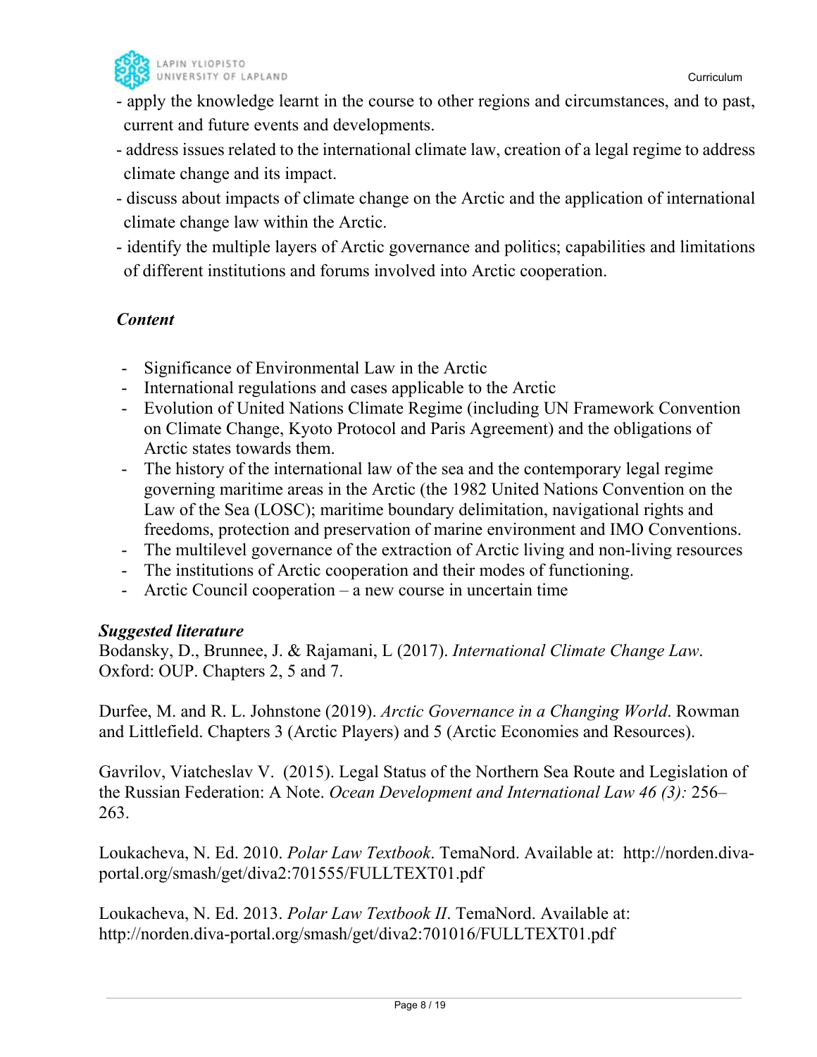- apply the knowledge learnt in the course to other regions and circumstances, and to past, current and future events and developments.
- address issues related to the international climate law, creation of a legal regime to address climate change and its impact.
- discuss about impacts of climate change on the Arctic and the application of international climate change law within the Arctic.
- identify the multiple layers of Arctic governance and politics; capabilities and limitations of different institutions and forums involved into Arctic cooperation.

***Content***

- Significance of Environmental Law in the Arctic
- International regulations and cases applicable to the Arctic
- Evolution of United Nations Climate Regime (including UN Framework Convention on Climate Change, Kyoto Protocol and Paris Agreement) and the obligations of Arctic states towards them.
- The history of the international law of the sea and the contemporary legal regime governing maritime areas in the Arctic (the 1982 United Nations Convention on the Law of the Sea (LOSC); maritime boundary delimitation, navigational rights and freedoms, protection and preservation of marine environment and IMO Conventions.
- The multilevel governance of the extraction of Arctic living and non-living resources
- The institutions of Arctic cooperation and their modes of functioning.
- Arctic Council cooperation – a new course in uncertain time

***Suggested literature***

Bodansky, D., Brunnee, J. & Rajamani, L (2017). *International Climate Change Law*. Oxford: OUP. Chapters 2, 5 and 7.

Durfee, M. and R. L. Johnstone (2019). *Arctic Governance in a Changing World*. Rowman and Littlefield. Chapters 3 (Arctic Players) and 5 (Arctic Economies and Resources).

Gavrilov, Viatcheslav V. (2015). Legal Status of the Northern Sea Route and Legislation of the Russian Federation: A Note. *Ocean Development and International Law 46 (3):* 256–263.

Loukacheva, N. Ed. 2010. *Polar Law Textbook*. TemaNord. Available at: http://norden.diva-portal.org/smash/get/diva2:701555/FULLTEXT01.pdf

Loukacheva, N. Ed. 2013. *Polar Law Textbook II*. TemaNord. Available at: http://norden.diva-portal.org/smash/get/diva2:701016/FULLTEXT01.pdf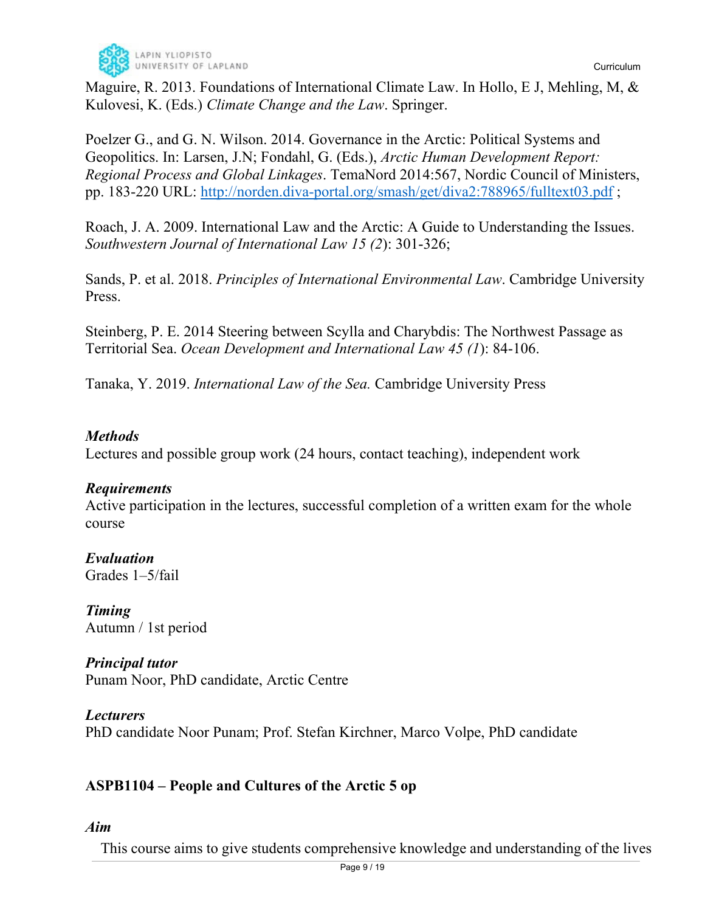Maguire, R. 2013. Foundations of International Climate Law. In Hollo, E J, Mehling, M, & Kulovesi, K. (Eds.) *Climate Change and the Law*. Springer.

Poelzer G., and G. N. Wilson. 2014. Governance in the Arctic: Political Systems and Geopolitics. In: Larsen, J.N; Fondahl, G. (Eds.), *Arctic Human Development Report: Regional Process and Global Linkages*. TemaNord 2014:567, Nordic Council of Ministers, pp. 183-220 URL: http://norden.diva-portal.org/smash/get/diva2:788965/fulltext03.pdf ;

Roach, J. A. 2009. International Law and the Arctic: A Guide to Understanding the Issues. *Southwestern Journal of International Law 15 (2)*: 301-326;

Sands, P. et al. 2018. *Principles of International Environmental Law*. Cambridge University Press.

Steinberg, P. E. 2014 Steering between Scylla and Charybdis: The Northwest Passage as Territorial Sea. *Ocean Development and International Law 45 (1)*: 84-106.

Tanaka, Y. 2019. *International Law of the Sea.* Cambridge University Press

***Methods***
Lectures and possible group work (24 hours, contact teaching), independent work

***Requirements***
Active participation in the lectures, successful completion of a written exam for the whole course

***Evaluation***
Grades 1–5/fail

***Timing***
Autumn / 1st period

***Principal tutor***
Punam Noor, PhD candidate, Arctic Centre

***Lecturers***
PhD candidate Noor Punam; Prof. Stefan Kirchner, Marco Volpe, PhD candidate

### ASPB1104 – People and Cultures of the Arctic 5 op

***Aim***

This course aims to give students comprehensive knowledge and understanding of the lives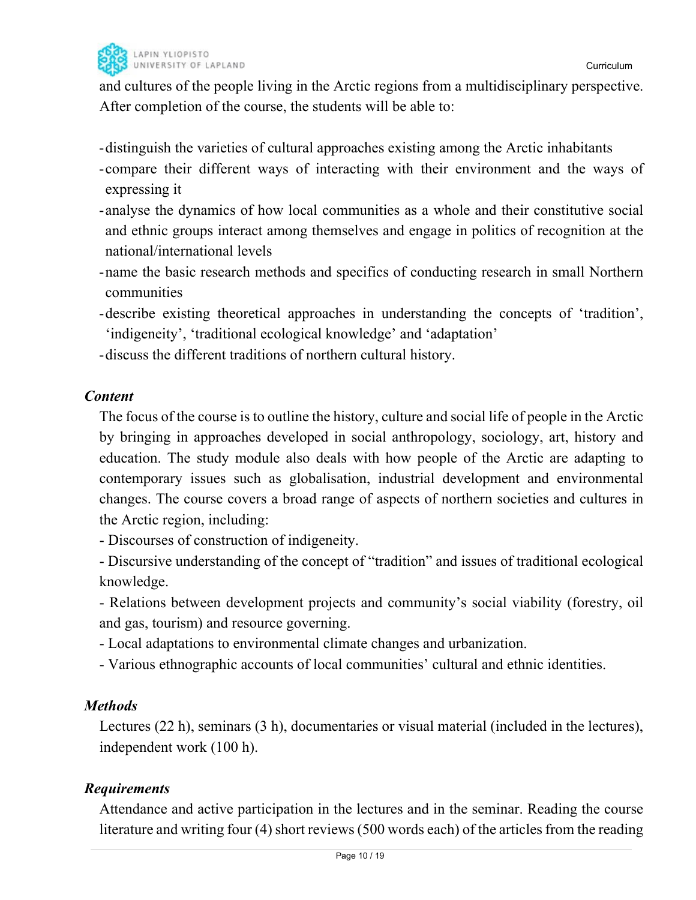and cultures of the people living in the Arctic regions from a multidisciplinary perspective. After completion of the course, the students will be able to:

- distinguish the varieties of cultural approaches existing among the Arctic inhabitants
- compare their different ways of interacting with their environment and the ways of expressing it
- analyse the dynamics of how local communities as a whole and their constitutive social and ethnic groups interact among themselves and engage in politics of recognition at the national/international levels
- name the basic research methods and specifics of conducting research in small Northern communities
- describe existing theoretical approaches in understanding the concepts of 'tradition', 'indigeneity', 'traditional ecological knowledge' and 'adaptation'
- discuss the different traditions of northern cultural history.

***Content***

The focus of the course is to outline the history, culture and social life of people in the Arctic by bringing in approaches developed in social anthropology, sociology, art, history and education. The study module also deals with how people of the Arctic are adapting to contemporary issues such as globalisation, industrial development and environmental changes. The course covers a broad range of aspects of northern societies and cultures in the Arctic region, including:

- Discourses of construction of indigeneity.
- Discursive understanding of the concept of "tradition" and issues of traditional ecological knowledge.
- Relations between development projects and community's social viability (forestry, oil and gas, tourism) and resource governing.
- Local adaptations to environmental climate changes and urbanization.
- Various ethnographic accounts of local communities' cultural and ethnic identities.

***Methods***

Lectures (22 h), seminars (3 h), documentaries or visual material (included in the lectures), independent work (100 h).

***Requirements***

Attendance and active participation in the lectures and in the seminar. Reading the course literature and writing four (4) short reviews (500 words each) of the articles from the reading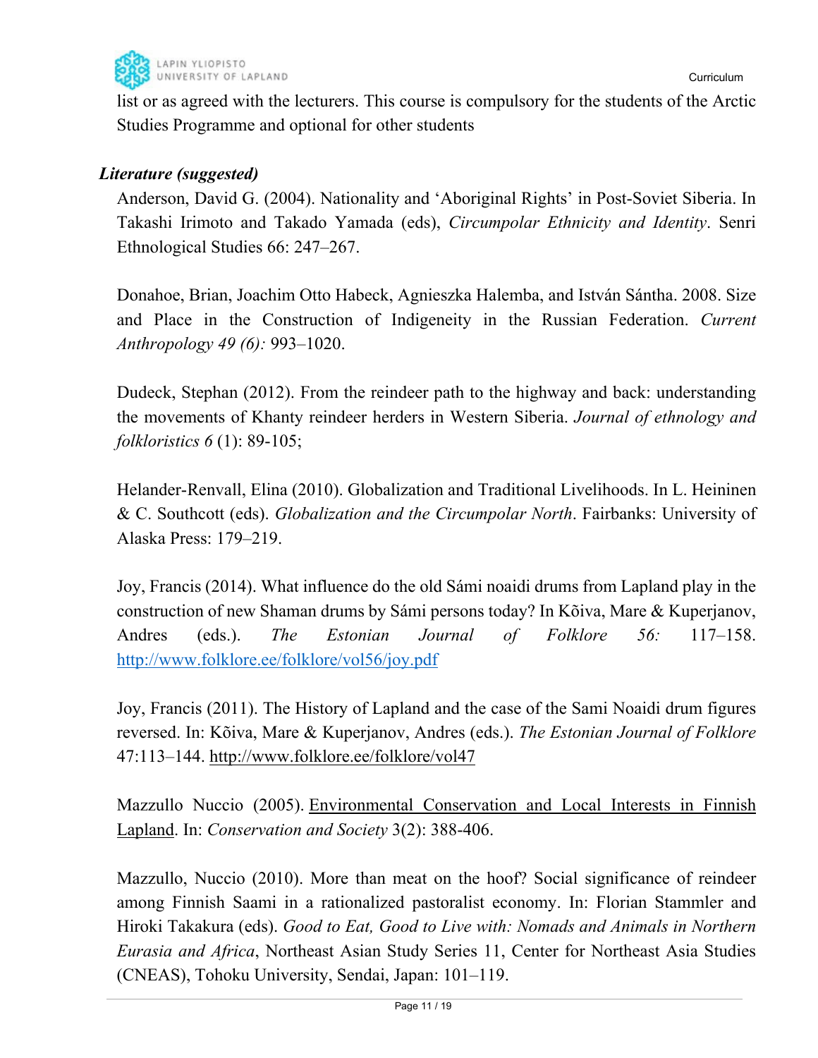list or as agreed with the lecturers. This course is compulsory for the students of the Arctic Studies Programme and optional for other students

***Literature (suggested)***

Anderson, David G. (2004). Nationality and 'Aboriginal Rights' in Post-Soviet Siberia. In Takashi Irimoto and Takado Yamada (eds), *Circumpolar Ethnicity and Identity*. Senri Ethnological Studies 66: 247–267.

Donahoe, Brian, Joachim Otto Habeck, Agnieszka Halemba, and István Sántha. 2008. Size and Place in the Construction of Indigeneity in the Russian Federation. *Current Anthropology 49 (6):* 993–1020.

Dudeck, Stephan (2012). From the reindeer path to the highway and back: understanding the movements of Khanty reindeer herders in Western Siberia. *Journal of ethnology and folkloristics 6* (1): 89-105;

Helander-Renvall, Elina (2010). Globalization and Traditional Livelihoods. In L. Heininen & C. Southcott (eds). *Globalization and the Circumpolar North*. Fairbanks: University of Alaska Press: 179–219.

Joy, Francis (2014). What influence do the old Sámi noaidi drums from Lapland play in the construction of new Shaman drums by Sámi persons today? In Kõiva, Mare & Kuperjanov, Andres (eds.). *The Estonian Journal of Folklore 56:* 117–158. http://www.folklore.ee/folklore/vol56/joy.pdf

Joy, Francis (2011). The History of Lapland and the case of the Sami Noaidi drum figures reversed. In: Kõiva, Mare & Kuperjanov, Andres (eds.). *The Estonian Journal of Folklore* 47:113–144. http://www.folklore.ee/folklore/vol47

Mazzullo Nuccio (2005). Environmental Conservation and Local Interests in Finnish Lapland. In: *Conservation and Society* 3(2): 388-406.

Mazzullo, Nuccio (2010). More than meat on the hoof? Social significance of reindeer among Finnish Saami in a rationalized pastoralist economy. In: Florian Stammler and Hiroki Takakura (eds). *Good to Eat, Good to Live with: Nomads and Animals in Northern Eurasia and Africa*, Northeast Asian Study Series 11, Center for Northeast Asia Studies (CNEAS), Tohoku University, Sendai, Japan: 101–119.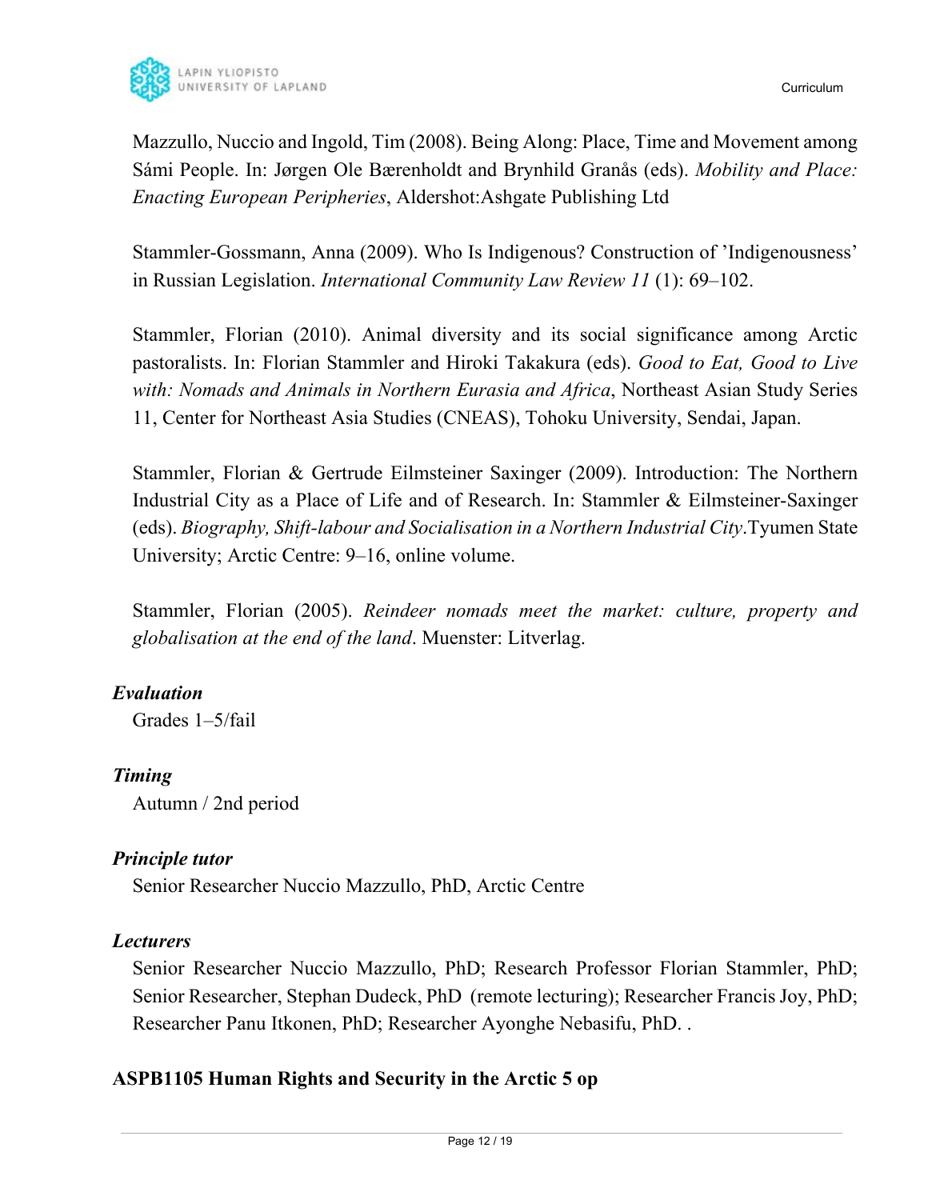Mazzullo, Nuccio and Ingold, Tim (2008). Being Along: Place, Time and Movement among Sámi People. In: Jørgen Ole Bærenholdt and Brynhild Granås (eds). *Mobility and Place: Enacting European Peripheries*, Aldershot:Ashgate Publishing Ltd

Stammler-Gossmann, Anna (2009). Who Is Indigenous? Construction of 'Indigenousness' in Russian Legislation. *International Community Law Review 11* (1): 69–102.

Stammler, Florian (2010). Animal diversity and its social significance among Arctic pastoralists. In: Florian Stammler and Hiroki Takakura (eds). *Good to Eat, Good to Live with: Nomads and Animals in Northern Eurasia and Africa*, Northeast Asian Study Series 11, Center for Northeast Asia Studies (CNEAS), Tohoku University, Sendai, Japan.

Stammler, Florian & Gertrude Eilmsteiner Saxinger (2009). Introduction: The Northern Industrial City as a Place of Life and of Research. In: Stammler & Eilmsteiner-Saxinger (eds). *Biography, Shift-labour and Socialisation in a Northern Industrial City*.Tyumen State University; Arctic Centre: 9–16, online volume.

Stammler, Florian (2005). *Reindeer nomads meet the market: culture, property and globalisation at the end of the land*. Muenster: Litverlag.

***Evaluation***

Grades 1–5/fail

***Timing***

Autumn / 2nd period

***Principle tutor***

Senior Researcher Nuccio Mazzullo, PhD, Arctic Centre

***Lecturers***

Senior Researcher Nuccio Mazzullo, PhD; Research Professor Florian Stammler, PhD; Senior Researcher, Stephan Dudeck, PhD (remote lecturing); Researcher Francis Joy, PhD; Researcher Panu Itkonen, PhD; Researcher Ayonghe Nebasifu, PhD. .

### ASPB1105 Human Rights and Security in the Arctic 5 op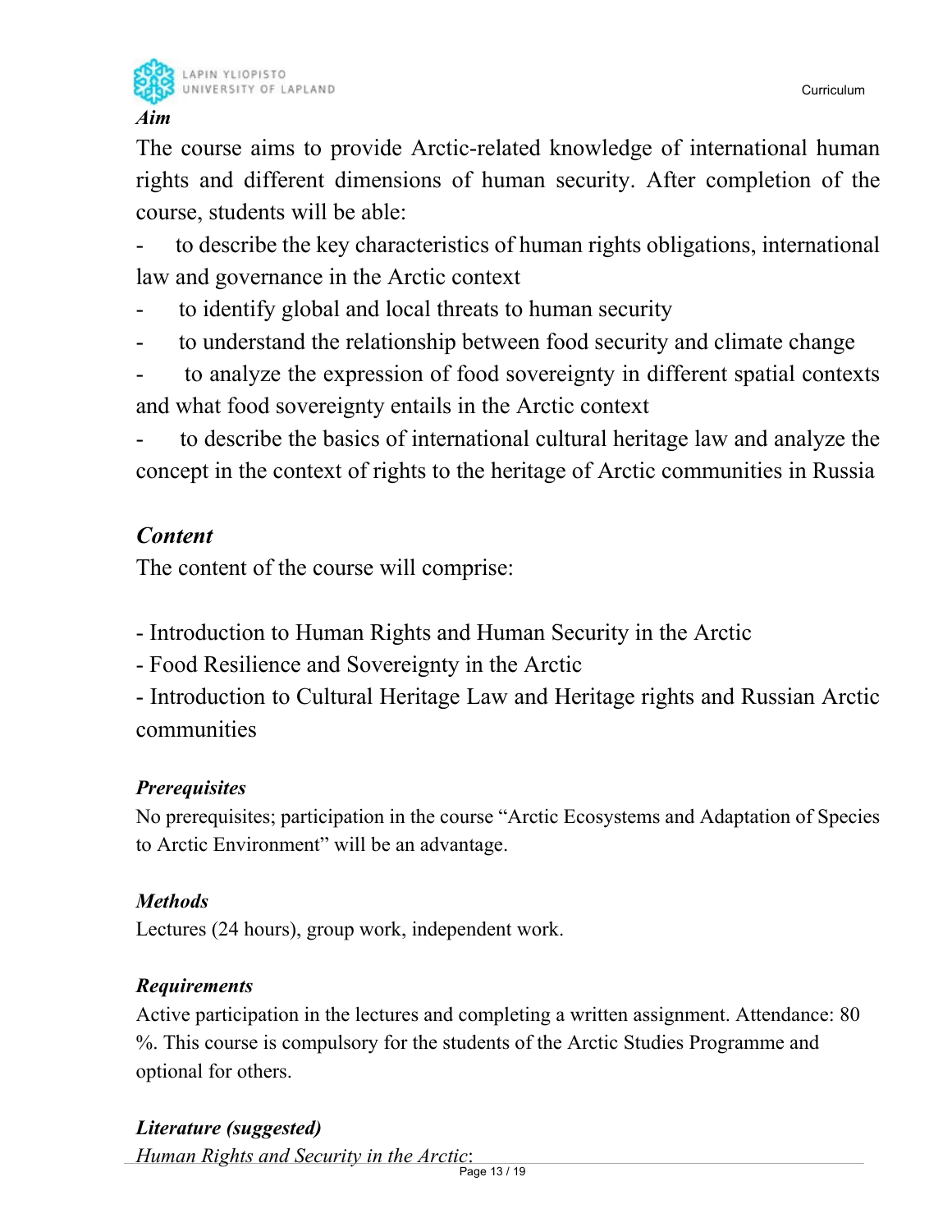***Aim***

The course aims to provide Arctic-related knowledge of international human rights and different dimensions of human security. After completion of the course, students will be able:

- to describe the key characteristics of human rights obligations, international law and governance in the Arctic context
- to identify global and local threats to human security
- to understand the relationship between food security and climate change
- to analyze the expression of food sovereignty in different spatial contexts and what food sovereignty entails in the Arctic context
- to describe the basics of international cultural heritage law and analyze the concept in the context of rights to the heritage of Arctic communities in Russia

***Content***

The content of the course will comprise:

- Introduction to Human Rights and Human Security in the Arctic
- Food Resilience and Sovereignty in the Arctic
- Introduction to Cultural Heritage Law and Heritage rights and Russian Arctic communities

***Prerequisites***

No prerequisites; participation in the course "Arctic Ecosystems and Adaptation of Species to Arctic Environment" will be an advantage.

***Methods***

Lectures (24 hours), group work, independent work.

***Requirements***

Active participation in the lectures and completing a written assignment. Attendance: 80 %. This course is compulsory for the students of the Arctic Studies Programme and optional for others.

***Literature (suggested)***

*Human Rights and Security in the Arctic*: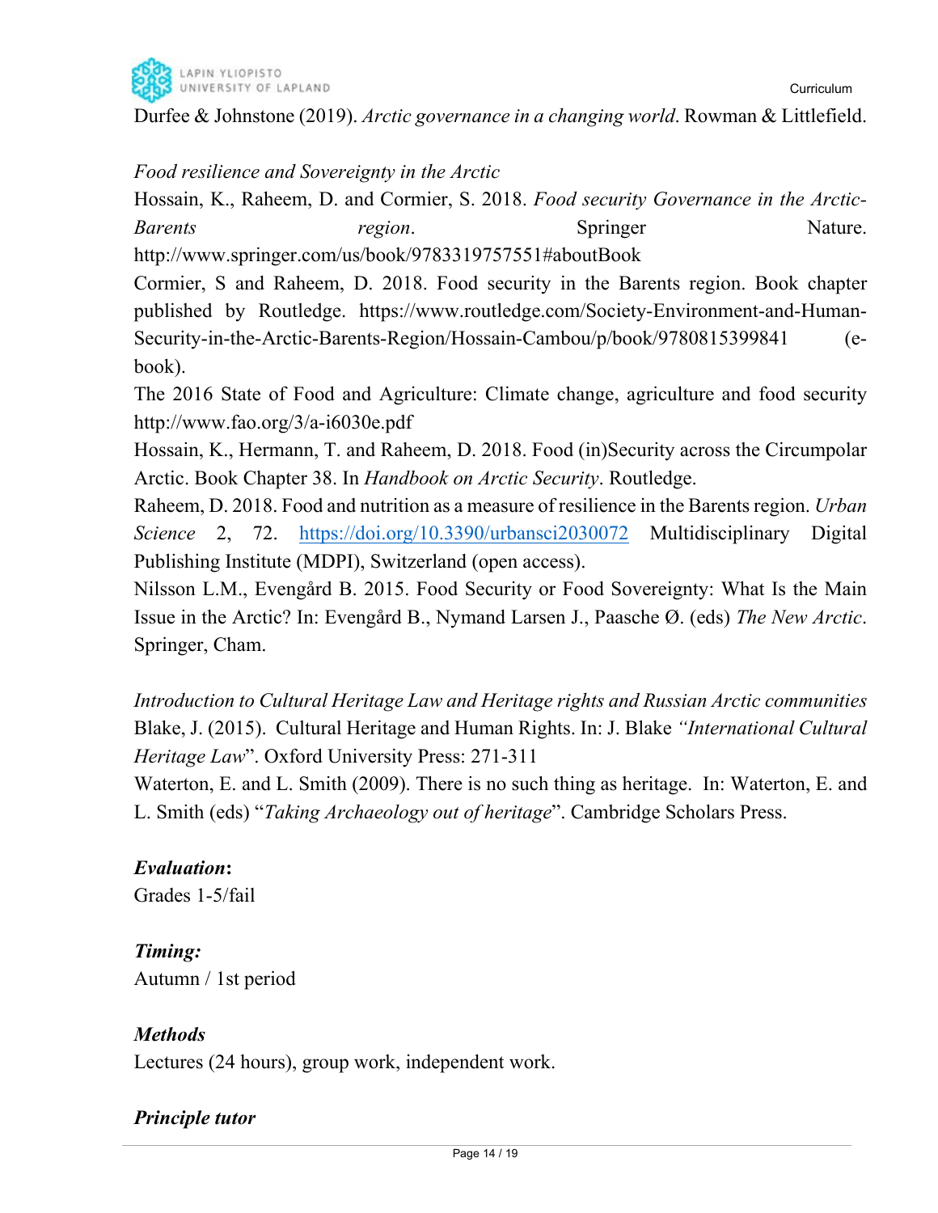Durfee & Johnstone (2019). *Arctic governance in a changing world*. Rowman & Littlefield.

*Food resilience and Sovereignty in the Arctic*

Hossain, K., Raheem, D. and Cormier, S. 2018. *Food security Governance in the Arctic-Barents region*. Springer Nature. http://www.springer.com/us/book/9783319757551#aboutBook

Cormier, S and Raheem, D. 2018. Food security in the Barents region. Book chapter published by Routledge. https://www.routledge.com/Society-Environment-and-Human-Security-in-the-Arctic-Barents-Region/Hossain-Cambou/p/book/9780815399841 (e-book).

The 2016 State of Food and Agriculture: Climate change, agriculture and food security http://www.fao.org/3/a-i6030e.pdf

Hossain, K., Hermann, T. and Raheem, D. 2018. Food (in)Security across the Circumpolar Arctic. Book Chapter 38. In *Handbook on Arctic Security*. Routledge.

Raheem, D. 2018. Food and nutrition as a measure of resilience in the Barents region. *Urban Science* 2, 72. https://doi.org/10.3390/urbansci2030072 Multidisciplinary Digital Publishing Institute (MDPI), Switzerland (open access).

Nilsson L.M., Evengård B. 2015. Food Security or Food Sovereignty: What Is the Main Issue in the Arctic? In: Evengård B., Nymand Larsen J., Paasche Ø. (eds) *The New Arctic*. Springer, Cham.

*Introduction to Cultural Heritage Law and Heritage rights and Russian Arctic communities*

Blake, J. (2015). Cultural Heritage and Human Rights. In: J. Blake *"International Cultural Heritage Law*". Oxford University Press: 271-311

Waterton, E. and L. Smith (2009). There is no such thing as heritage. In: Waterton, E. and L. Smith (eds) "*Taking Archaeology out of heritage*". Cambridge Scholars Press.

***Evaluation*:**

Grades 1-5/fail

***Timing:***

Autumn / 1st period

***Methods***

Lectures (24 hours), group work, independent work.

***Principle tutor***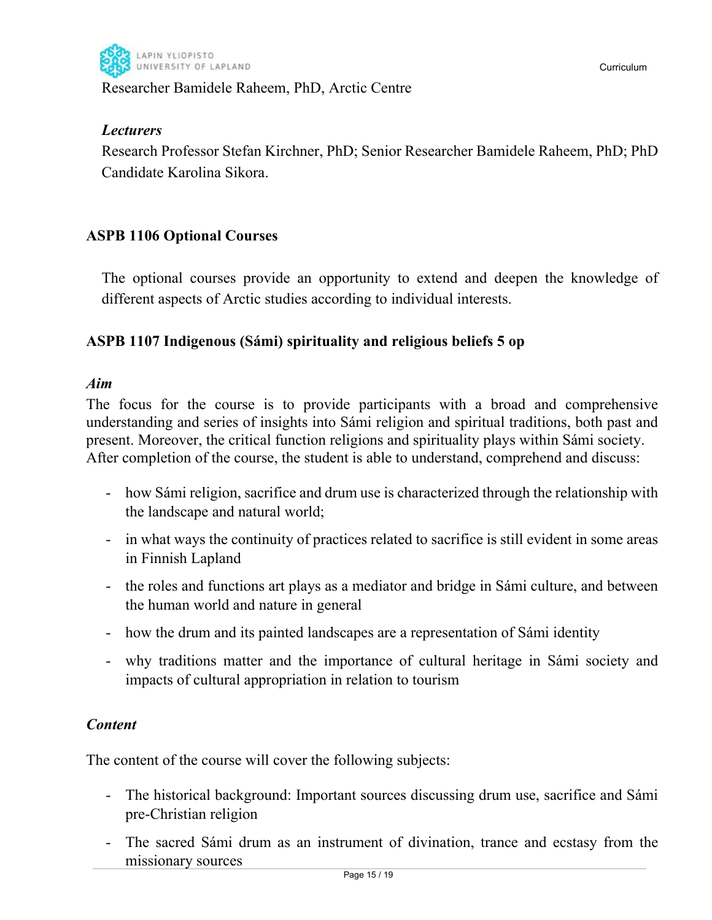Researcher Bamidele Raheem, PhD, Arctic Centre

*Lecturers*

Research Professor Stefan Kirchner, PhD; Senior Researcher Bamidele Raheem, PhD; PhD Candidate Karolina Sikora.

### ASPB 1106 Optional Courses

The optional courses provide an opportunity to extend and deepen the knowledge of different aspects of Arctic studies according to individual interests.

### ASPB 1107 Indigenous (Sámi) spirituality and religious beliefs 5 op

*Aim*

The focus for the course is to provide participants with a broad and comprehensive understanding and series of insights into Sámi religion and spiritual traditions, both past and present. Moreover, the critical function religions and spirituality plays within Sámi society. After completion of the course, the student is able to understand, comprehend and discuss:

- how Sámi religion, sacrifice and drum use is characterized through the relationship with the landscape and natural world;
- in what ways the continuity of practices related to sacrifice is still evident in some areas in Finnish Lapland
- the roles and functions art plays as a mediator and bridge in Sámi culture, and between the human world and nature in general
- how the drum and its painted landscapes are a representation of Sámi identity
- why traditions matter and the importance of cultural heritage in Sámi society and impacts of cultural appropriation in relation to tourism

*Content*

The content of the course will cover the following subjects:

- The historical background: Important sources discussing drum use, sacrifice and Sámi pre-Christian religion
- The sacred Sámi drum as an instrument of divination, trance and ecstasy from the missionary sources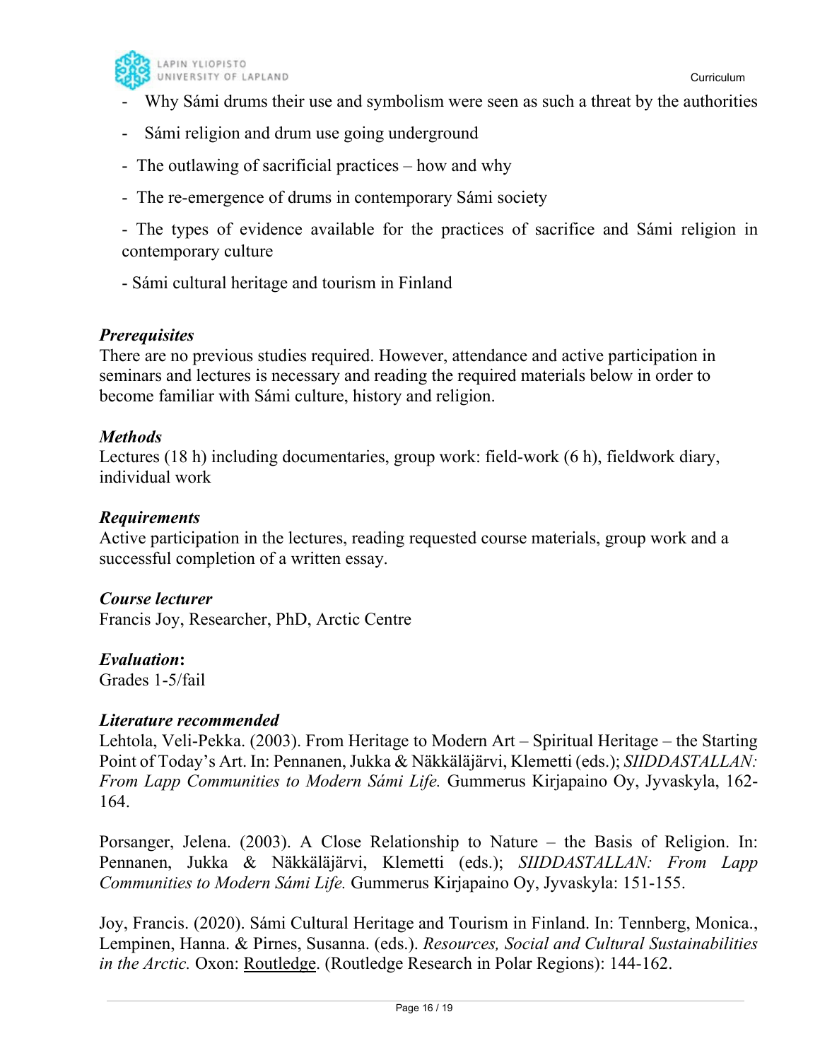- Why Sámi drums their use and symbolism were seen as such a threat by the authorities
- Sámi religion and drum use going underground
- The outlawing of sacrificial practices – how and why
- The re-emergence of drums in contemporary Sámi society
- The types of evidence available for the practices of sacrifice and Sámi religion in contemporary culture
- Sámi cultural heritage and tourism in Finland

***Prerequisites***
There are no previous studies required. However, attendance and active participation in seminars and lectures is necessary and reading the required materials below in order to become familiar with Sámi culture, history and religion.

***Methods***
Lectures (18 h) including documentaries, group work: field-work (6 h), fieldwork diary, individual work

***Requirements***
Active participation in the lectures, reading requested course materials, group work and a successful completion of a written essay.

***Course lecturer***
Francis Joy, Researcher, PhD, Arctic Centre

***Evaluation*:**
Grades 1-5/fail

***Literature recommended***
Lehtola, Veli-Pekka. (2003). From Heritage to Modern Art – Spiritual Heritage – the Starting Point of Today's Art. In: Pennanen, Jukka & Näkkäläjärvi, Klemetti (eds.); *SIIDDASTALLAN: From Lapp Communities to Modern Sámi Life.* Gummerus Kirjapaino Oy, Jyvaskyla, 162-164.

Porsanger, Jelena. (2003). A Close Relationship to Nature – the Basis of Religion. In: Pennanen, Jukka & Näkkäläjärvi, Klemetti (eds.); *SIIDDASTALLAN: From Lapp Communities to Modern Sámi Life.* Gummerus Kirjapaino Oy, Jyvaskyla: 151-155.

Joy, Francis. (2020). Sámi Cultural Heritage and Tourism in Finland. In: Tennberg, Monica., Lempinen, Hanna. & Pirnes, Susanna. (eds.). *Resources, Social and Cultural Sustainabilities in the Arctic.* Oxon: Routledge. (Routledge Research in Polar Regions): 144-162.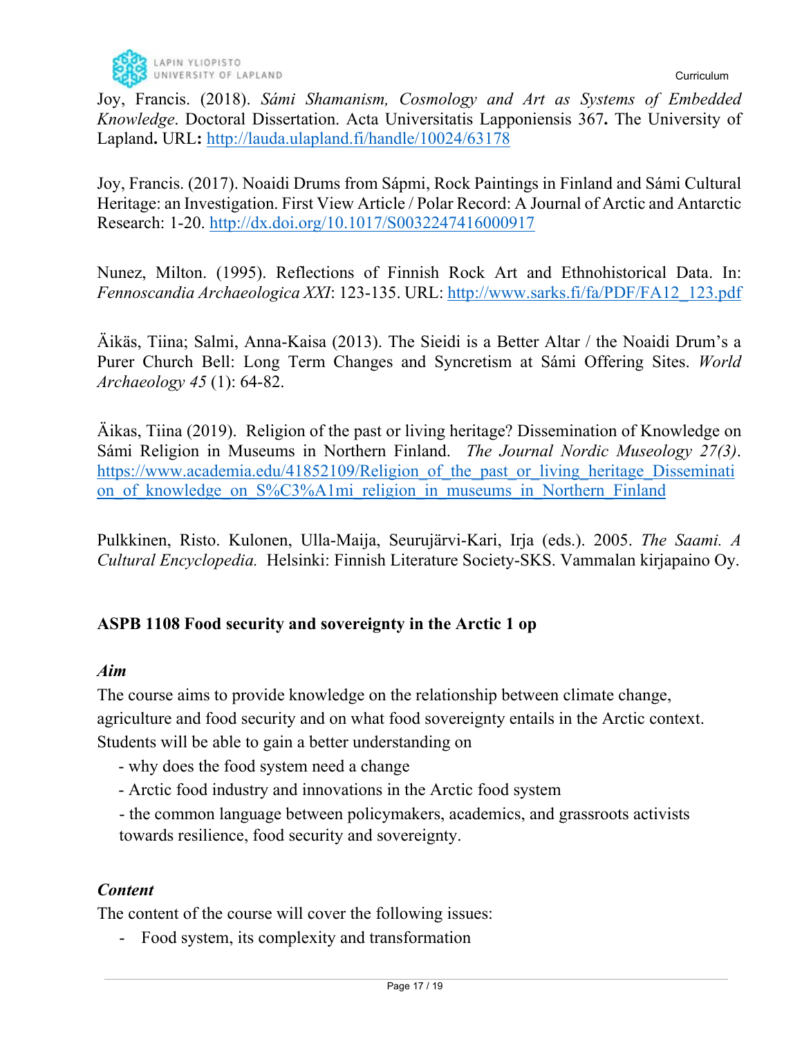Joy, Francis. (2018). *Sámi Shamanism, Cosmology and Art as Systems of Embedded Knowledge*. Doctoral Dissertation. Acta Universitatis Lapponiensis 367**.** The University of Lapland**.** URL**:** http://lauda.ulapland.fi/handle/10024/63178

Joy, Francis. (2017). Noaidi Drums from Sápmi, Rock Paintings in Finland and Sámi Cultural Heritage: an Investigation. First View Article / Polar Record: A Journal of Arctic and Antarctic Research: 1-20. http://dx.doi.org/10.1017/S0032247416000917

Nunez, Milton. (1995). Reflections of Finnish Rock Art and Ethnohistorical Data. In: *Fennoscandia Archaeologica XXI*: 123-135. URL: http://www.sarks.fi/fa/PDF/FA12_123.pdf

Äikäs, Tiina; Salmi, Anna-Kaisa (2013). The Sieidi is a Better Altar / the Noaidi Drum's a Purer Church Bell: Long Term Changes and Syncretism at Sámi Offering Sites. *World Archaeology 45* (1): 64-82.

Äikas, Tiina (2019). Religion of the past or living heritage? Dissemination of Knowledge on Sámi Religion in Museums in Northern Finland. *The Journal Nordic Museology 27(3)*. https://www.academia.edu/41852109/Religion_of_the_past_or_living_heritage_Dissemination_of_knowledge_on_S%C3%A1mi_religion_in_museums_in_Northern_Finland

Pulkkinen, Risto. Kulonen, Ulla-Maija, Seurujärvi-Kari, Irja (eds.). 2005. *The Saami. A Cultural Encyclopedia.* Helsinki: Finnish Literature Society-SKS. Vammalan kirjapaino Oy.

**ASPB 1108 Food security and sovereignty in the Arctic 1 op**

***Aim***

The course aims to provide knowledge on the relationship between climate change, agriculture and food security and on what food sovereignty entails in the Arctic context. Students will be able to gain a better understanding on

- why does the food system need a change
- Arctic food industry and innovations in the Arctic food system
- the common language between policymakers, academics, and grassroots activists towards resilience, food security and sovereignty.

***Content***

The content of the course will cover the following issues:

- Food system, its complexity and transformation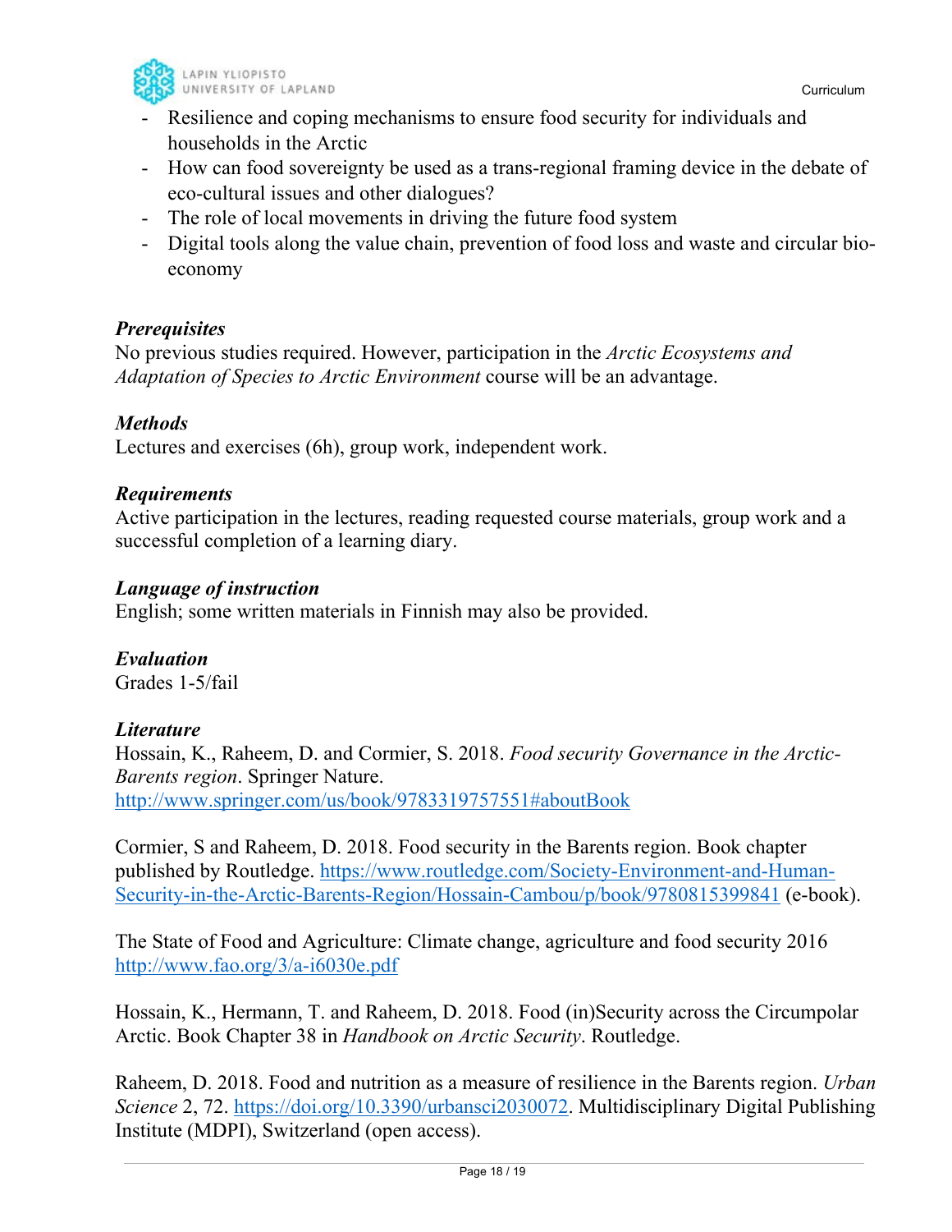- Resilience and coping mechanisms to ensure food security for individuals and households in the Arctic
- How can food sovereignty be used as a trans-regional framing device in the debate of eco-cultural issues and other dialogues?
- The role of local movements in driving the future food system
- Digital tools along the value chain, prevention of food loss and waste and circular bio-economy

***Prerequisites***
No previous studies required. However, participation in the *Arctic Ecosystems and Adaptation of Species to Arctic Environment* course will be an advantage.

***Methods***
Lectures and exercises (6h), group work, independent work.

***Requirements***
Active participation in the lectures, reading requested course materials, group work and a successful completion of a learning diary.

***Language of instruction***
English; some written materials in Finnish may also be provided.

***Evaluation***
Grades 1-5/fail

***Literature***
Hossain, K., Raheem, D. and Cormier, S. 2018. *Food security Governance in the Arctic-Barents region*. Springer Nature.
http://www.springer.com/us/book/9783319757551#aboutBook

Cormier, S and Raheem, D. 2018. Food security in the Barents region. Book chapter published by Routledge. https://www.routledge.com/Society-Environment-and-Human-Security-in-the-Arctic-Barents-Region/Hossain-Cambou/p/book/9780815399841 (e-book).

The State of Food and Agriculture: Climate change, agriculture and food security 2016
http://www.fao.org/3/a-i6030e.pdf

Hossain, K., Hermann, T. and Raheem, D. 2018. Food (in)Security across the Circumpolar Arctic. Book Chapter 38 in *Handbook on Arctic Security*. Routledge.

Raheem, D. 2018. Food and nutrition as a measure of resilience in the Barents region. *Urban Science* 2, 72. https://doi.org/10.3390/urbansci2030072. Multidisciplinary Digital Publishing Institute (MDPI), Switzerland (open access).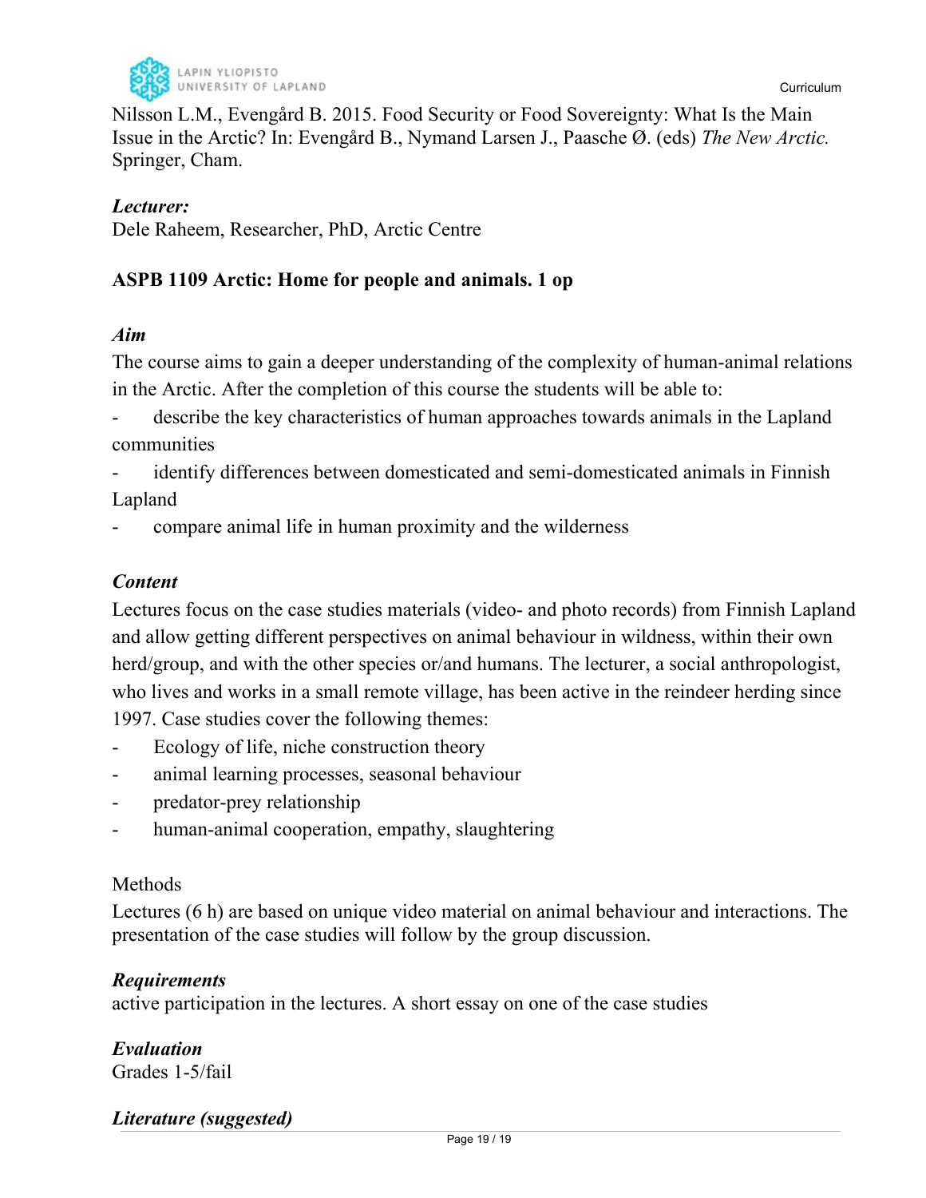Nilsson L.M., Evengård B. 2015. Food Security or Food Sovereignty: What Is the Main Issue in the Arctic? In: Evengård B., Nymand Larsen J., Paasche Ø. (eds) *The New Arctic.* Springer, Cham.

***Lecturer:***
Dele Raheem, Researcher, PhD, Arctic Centre

**ASPB 1109 Arctic: Home for people and animals. 1 op**

***Aim***
The course aims to gain a deeper understanding of the complexity of human-animal relations in the Arctic. After the completion of this course the students will be able to:

- describe the key characteristics of human approaches towards animals in the Lapland communities
- identify differences between domesticated and semi-domesticated animals in Finnish Lapland
- compare animal life in human proximity and the wilderness

***Content***
Lectures focus on the case studies materials (video- and photo records) from Finnish Lapland and allow getting different perspectives on animal behaviour in wildness, within their own herd/group, and with the other species or/and humans. The lecturer, a social anthropologist, who lives and works in a small remote village, has been active in the reindeer herding since 1997. Case studies cover the following themes:

- Ecology of life, niche construction theory
- animal learning processes, seasonal behaviour
- predator-prey relationship
- human-animal cooperation, empathy, slaughtering

Methods
Lectures (6 h) are based on unique video material on animal behaviour and interactions. The presentation of the case studies will follow by the group discussion.

***Requirements***
active participation in the lectures. A short essay on one of the case studies

***Evaluation***
Grades 1-5/fail

***Literature (suggested)***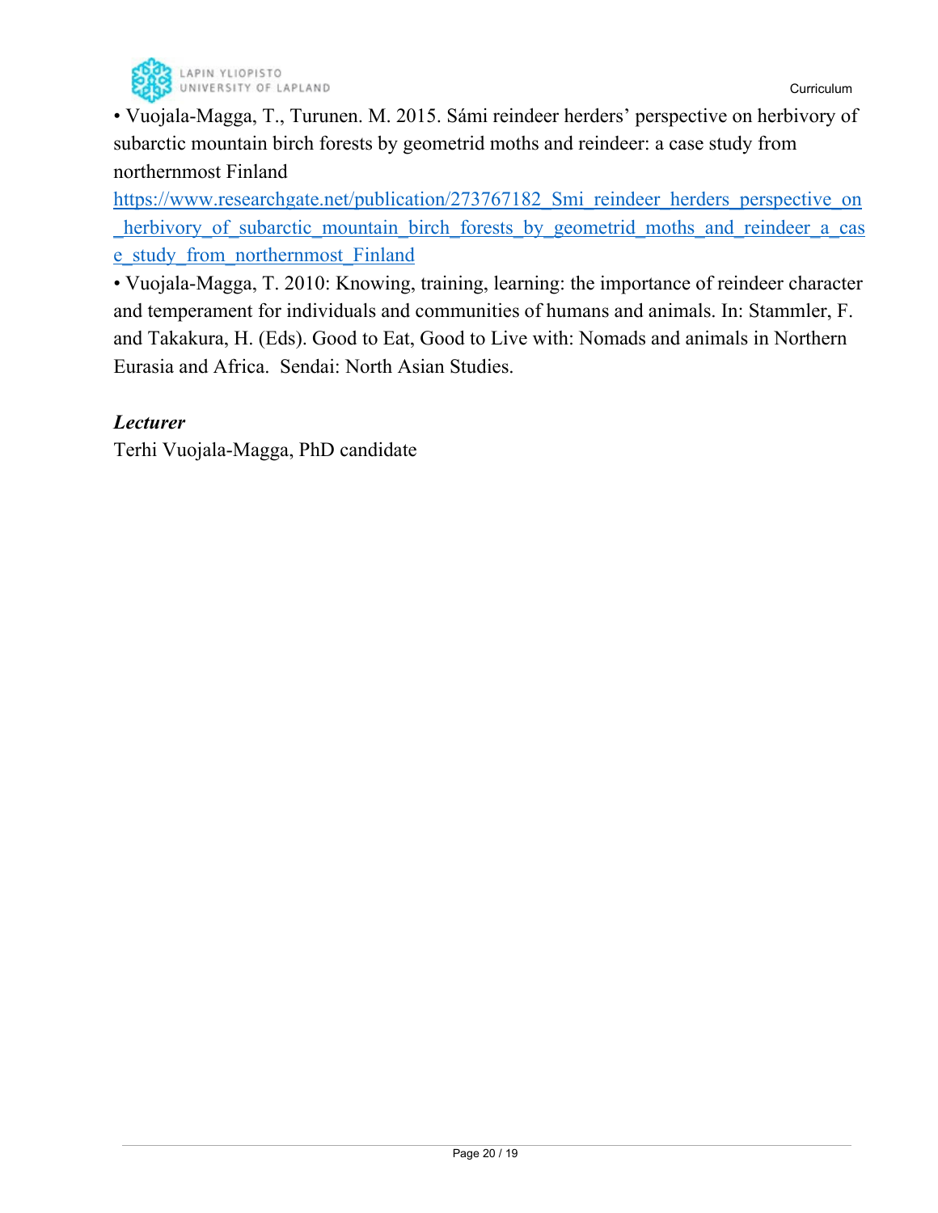- Vuojala-Magga, T., Turunen. M. 2015. Sámi reindeer herders' perspective on herbivory of subarctic mountain birch forests by geometrid moths and reindeer: a case study from northernmost Finland https://www.researchgate.net/publication/273767182_Smi_reindeer_herders_perspective_on_herbivory_of_subarctic_mountain_birch_forests_by_geometrid_moths_and_reindeer_a_case_study_from_northernmost_Finland
- Vuojala-Magga, T. 2010: Knowing, training, learning: the importance of reindeer character and temperament for individuals and communities of humans and animals. In: Stammler, F. and Takakura, H. (Eds). Good to Eat, Good to Live with: Nomads and animals in Northern Eurasia and Africa. Sendai: North Asian Studies.

***Lecturer***

Terhi Vuojala-Magga, PhD candidate